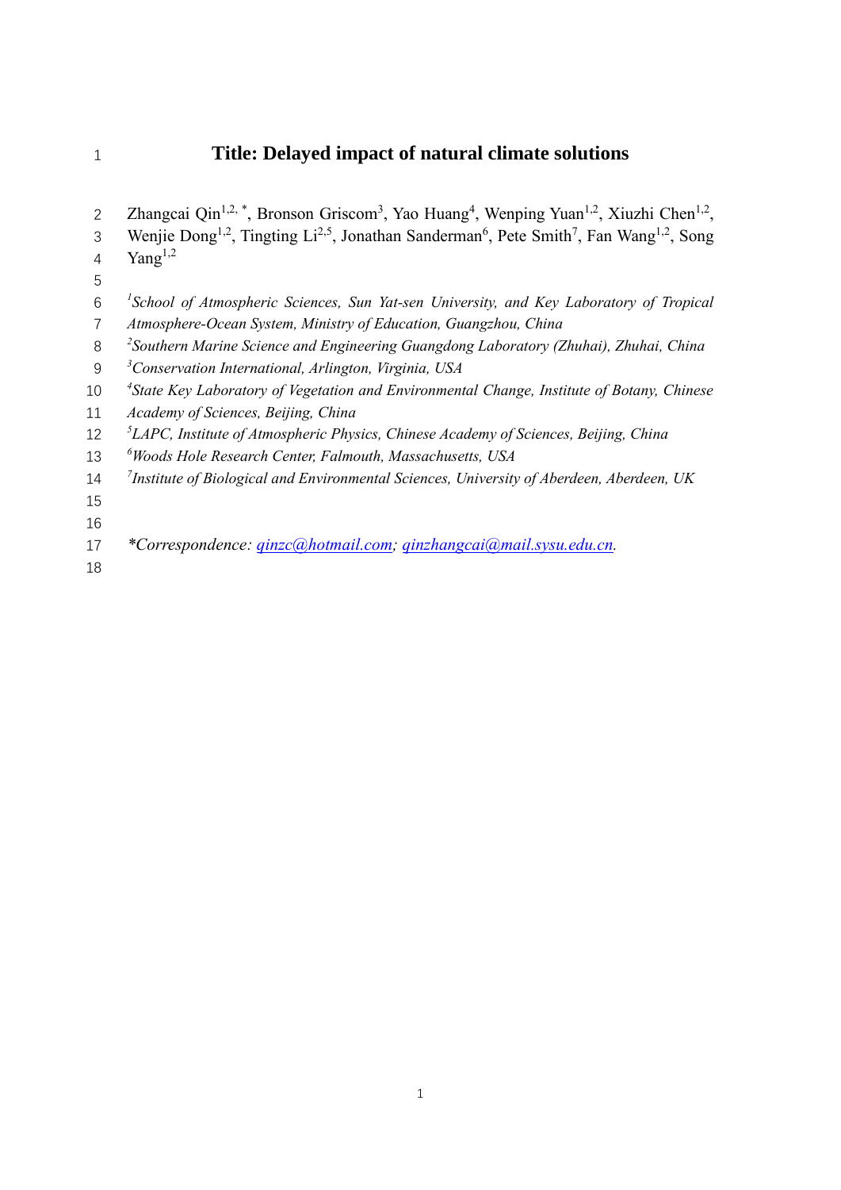# Title: Delayed impact of natural climate solutions

Zhangcai Qin[1,2,*], Bronson Griscom[3], Yao Huang[4], Wenping Yuan[1,2], Xiuzhi Chen[1,2], Wenjie Dong[1,2], Tingting Li[2,5], Jonathan Sanderman[6], Pete Smith[7], Fan Wang[1,2], Song Yang[1,2]

[1]*School of Atmospheric Sciences, Sun Yat-sen University, and Key Laboratory of Tropical Atmosphere-Ocean System, Ministry of Education, Guangzhou, China*
[2]*Southern Marine Science and Engineering Guangdong Laboratory (Zhuhai), Zhuhai, China*
[3]*Conservation International, Arlington, Virginia, USA*
[4]*State Key Laboratory of Vegetation and Environmental Change, Institute of Botany, Chinese Academy of Sciences, Beijing, China*
[5]*LAPC, Institute of Atmospheric Physics, Chinese Academy of Sciences, Beijing, China*
[6]*Woods Hole Research Center, Falmouth, Massachusetts, USA*
[7]*Institute of Biological and Environmental Sciences, University of Aberdeen, Aberdeen, UK*

*Correspondence: qinzc@hotmail.com; qinzhangcai@mail.sysu.edu.cn.*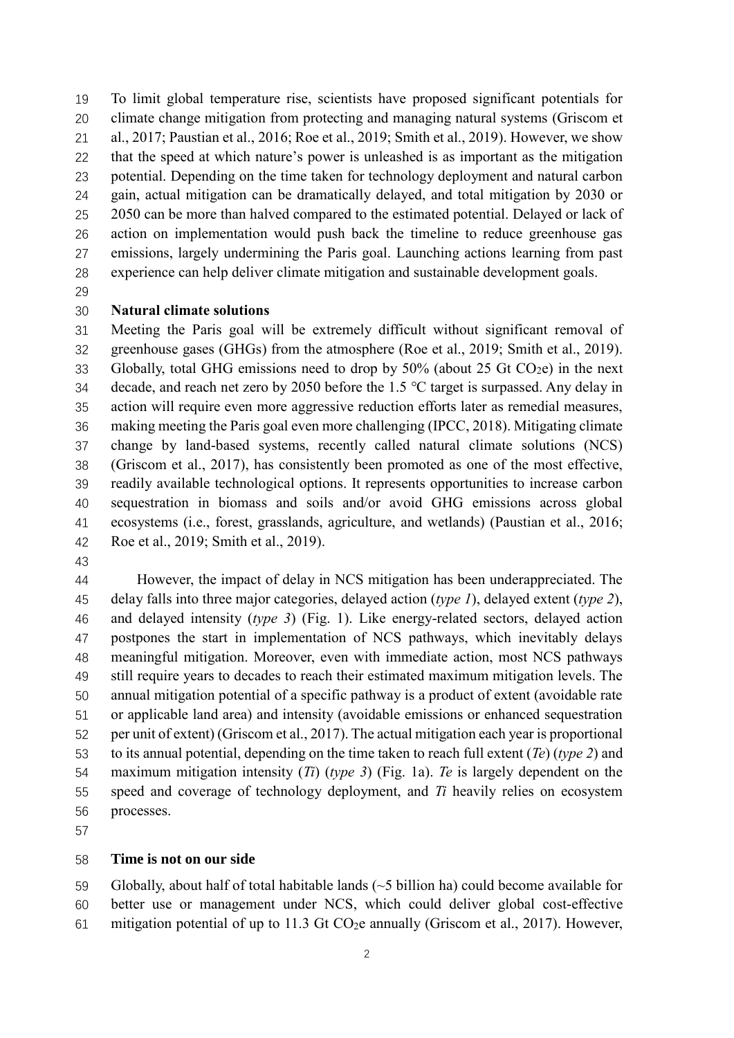To limit global temperature rise, scientists have proposed significant potentials for climate change mitigation from protecting and managing natural systems (Griscom et al., 2017; Paustian et al., 2016; Roe et al., 2019; Smith et al., 2019). However, we show that the speed at which nature's power is unleashed is as important as the mitigation potential. Depending on the time taken for technology deployment and natural carbon gain, actual mitigation can be dramatically delayed, and total mitigation by 2030 or 2050 can be more than halved compared to the estimated potential. Delayed or lack of action on implementation would push back the timeline to reduce greenhouse gas emissions, largely undermining the Paris goal. Launching actions learning from past experience can help deliver climate mitigation and sustainable development goals.

## Natural climate solutions

Meeting the Paris goal will be extremely difficult without significant removal of greenhouse gases (GHGs) from the atmosphere (Roe et al., 2019; Smith et al., 2019). Globally, total GHG emissions need to drop by 50% (about 25 Gt $CO_2e$) in the next decade, and reach net zero by 2050 before the 1.5 °C target is surpassed. Any delay in action will require even more aggressive reduction efforts later as remedial measures, making meeting the Paris goal even more challenging (IPCC, 2018). Mitigating climate change by land-based systems, recently called natural climate solutions (NCS) (Griscom et al., 2017), has consistently been promoted as one of the most effective, readily available technological options. It represents opportunities to increase carbon sequestration in biomass and soils and/or avoid GHG emissions across global ecosystems (i.e., forest, grasslands, agriculture, and wetlands) (Paustian et al., 2016; Roe et al., 2019; Smith et al., 2019).

However, the impact of delay in NCS mitigation has been underappreciated. The delay falls into three major categories, delayed action (*type 1*), delayed extent (*type 2*), and delayed intensity (*type 3*) (Fig. 1). Like energy-related sectors, delayed action postpones the start in implementation of NCS pathways, which inevitably delays meaningful mitigation. Moreover, even with immediate action, most NCS pathways still require years to decades to reach their estimated maximum mitigation levels. The annual mitigation potential of a specific pathway is a product of extent (avoidable rate or applicable land area) and intensity (avoidable emissions or enhanced sequestration per unit of extent) (Griscom et al., 2017). The actual mitigation each year is proportional to its annual potential, depending on the time taken to reach full extent ($Te$) (*type 2*) and maximum mitigation intensity ($Ti$) (*type 3*) (Fig. 1a). $Te$ is largely dependent on the speed and coverage of technology deployment, and $Ti$ heavily relies on ecosystem processes.

## Time is not on our side

Globally, about half of total habitable lands (~5 billion ha) could become available for better use or management under NCS, which could deliver global cost-effective mitigation potential of up to 11.3 Gt $CO_2e$ annually (Griscom et al., 2017). However,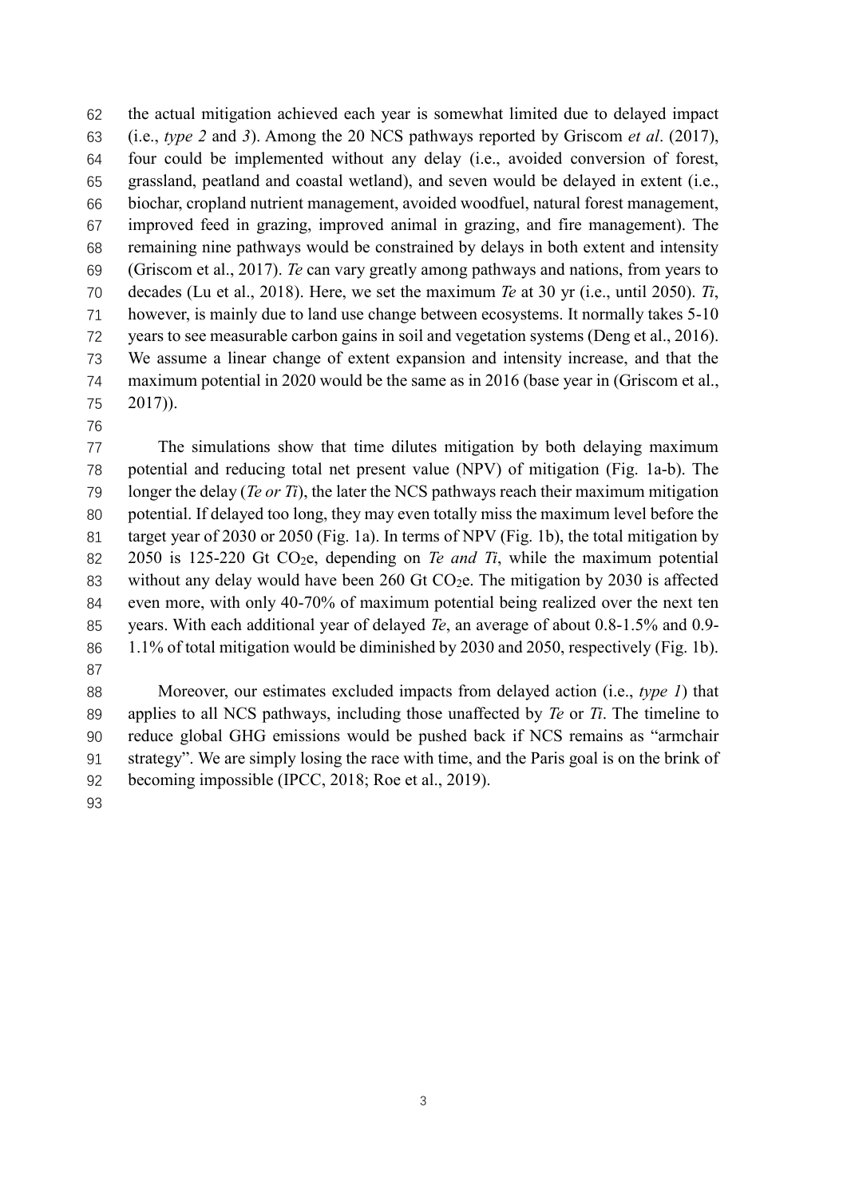the actual mitigation achieved each year is somewhat limited due to delayed impact (i.e., *type 2* and *3*). Among the 20 NCS pathways reported by Griscom *et al*. (2017), four could be implemented without any delay (i.e., avoided conversion of forest, grassland, peatland and coastal wetland), and seven would be delayed in extent (i.e., biochar, cropland nutrient management, avoided woodfuel, natural forest management, improved feed in grazing, improved animal in grazing, and fire management). The remaining nine pathways would be constrained by delays in both extent and intensity (Griscom et al., 2017). *Te* can vary greatly among pathways and nations, from years to decades (Lu et al., 2018). Here, we set the maximum *Te* at 30 yr (i.e., until 2050). *Ti*, however, is mainly due to land use change between ecosystems. It normally takes 5-10 years to see measurable carbon gains in soil and vegetation systems (Deng et al., 2016). We assume a linear change of extent expansion and intensity increase, and that the maximum potential in 2020 would be the same as in 2016 (base year in (Griscom et al., 2017)).

The simulations show that time dilutes mitigation by both delaying maximum potential and reducing total net present value (NPV) of mitigation (Fig. 1a-b). The longer the delay (*Te or Ti*), the later the NCS pathways reach their maximum mitigation potential. If delayed too long, they may even totally miss the maximum level before the target year of 2030 or 2050 (Fig. 1a). In terms of NPV (Fig. 1b), the total mitigation by 2050 is 125-220 Gt $CO_2$e, depending on *Te and Ti*, while the maximum potential without any delay would have been 260 Gt $CO_2$e. The mitigation by 2030 is affected even more, with only 40-70% of maximum potential being realized over the next ten years. With each additional year of delayed *Te*, an average of about 0.8-1.5% and 0.9-1.1% of total mitigation would be diminished by 2030 and 2050, respectively (Fig. 1b).

Moreover, our estimates excluded impacts from delayed action (i.e., *type 1*) that applies to all NCS pathways, including those unaffected by *Te* or *Ti*. The timeline to reduce global GHG emissions would be pushed back if NCS remains as "armchair strategy". We are simply losing the race with time, and the Paris goal is on the brink of becoming impossible (IPCC, 2018; Roe et al., 2019).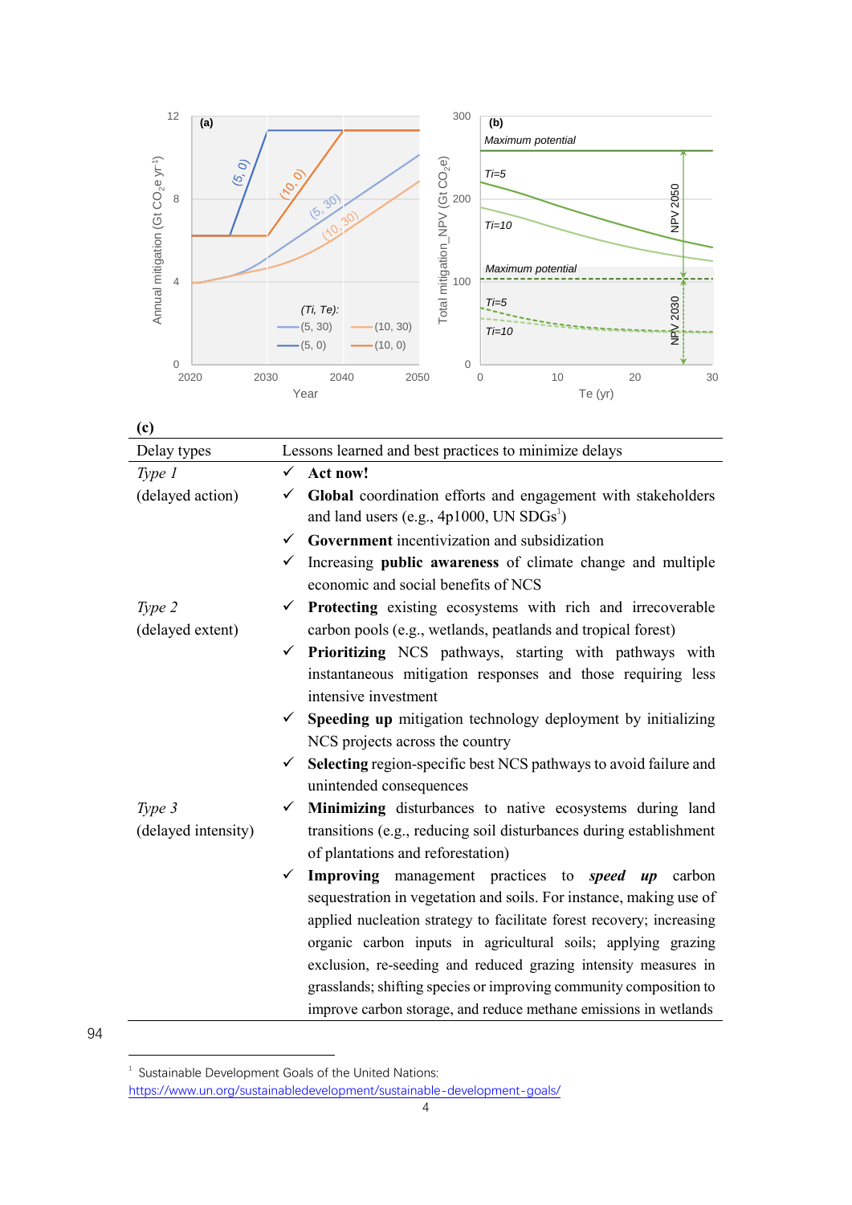(c)

| Delay types | Lessons learned and best practices to minimize delays |
|---|---|
| *Type 1* (delayed action) | ✓ **Act now!**<br>✓ **Global** coordination efforts and engagement with stakeholders and land users (e.g., 4p1000, UN SDGs[1])<br>✓ **Government** incentivization and subsidization<br>✓ Increasing **public awareness** of climate change and multiple economic and social benefits of NCS |
| *Type 2* (delayed extent) | ✓ **Protecting** existing ecosystems with rich and irrecoverable carbon pools (e.g., wetlands, peatlands and tropical forest)<br>✓ **Prioritizing** NCS pathways, starting with pathways with instantaneous mitigation responses and those requiring less intensive investment<br>✓ **Speeding up** mitigation technology deployment by initializing NCS projects across the country<br>✓ **Selecting** region-specific best NCS pathways to avoid failure and unintended consequences |
| *Type 3* (delayed intensity) | ✓ **Minimizing** disturbances to native ecosystems during land transitions (e.g., reducing soil disturbances during establishment of plantations and reforestation)<br>✓ **Improving** management practices to ***speed up*** carbon sequestration in vegetation and soils. For instance, making use of applied nucleation strategy to facilitate forest recovery; increasing organic carbon inputs in agricultural soils; applying grazing exclusion, re-seeding and reduced grazing intensity measures in grasslands; shifting species or improving community composition to improve carbon storage, and reduce methane emissions in wetlands |

94

[1] Sustainable Development Goals of the United Nations: https://www.un.org/sustainabledevelopment/sustainable-development-goals/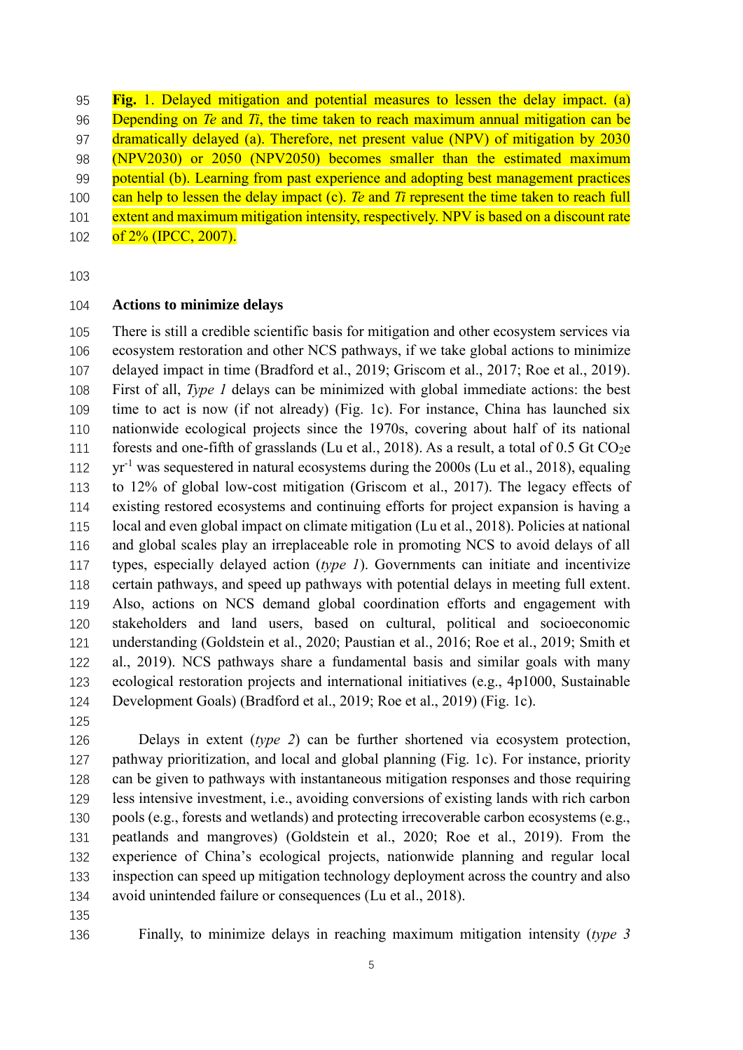**Fig.** 1. Delayed mitigation and potential measures to lessen the delay impact. (a) Depending on *Te* and *Ti*, the time taken to reach maximum annual mitigation can be dramatically delayed (a). Therefore, net present value (NPV) of mitigation by 2030 (NPV2030) or 2050 (NPV2050) becomes smaller than the estimated maximum potential (b). Learning from past experience and adopting best management practices can help to lessen the delay impact (c). *Te* and *Ti* represent the time taken to reach full extent and maximum mitigation intensity, respectively. NPV is based on a discount rate of 2% (IPCC, 2007).

**Actions to minimize delays**

There is still a credible scientific basis for mitigation and other ecosystem services via ecosystem restoration and other NCS pathways, if we take global actions to minimize delayed impact in time (Bradford et al., 2019; Griscom et al., 2017; Roe et al., 2019). First of all, *Type 1* delays can be minimized with global immediate actions: the best time to act is now (if not already) (Fig. 1c). For instance, China has launched six nationwide ecological projects since the 1970s, covering about half of its national forests and one-fifth of grasslands (Lu et al., 2018). As a result, a total of 0.5 Gt $CO_2e$ $yr^{-1}$ was sequestered in natural ecosystems during the 2000s (Lu et al., 2018), equaling to 12% of global low-cost mitigation (Griscom et al., 2017). The legacy effects of existing restored ecosystems and continuing efforts for project expansion is having a local and even global impact on climate mitigation (Lu et al., 2018). Policies at national and global scales play an irreplaceable role in promoting NCS to avoid delays of all types, especially delayed action (*type 1*). Governments can initiate and incentivize certain pathways, and speed up pathways with potential delays in meeting full extent. Also, actions on NCS demand global coordination efforts and engagement with stakeholders and land users, based on cultural, political and socioeconomic understanding (Goldstein et al., 2020; Paustian et al., 2016; Roe et al., 2019; Smith et al., 2019). NCS pathways share a fundamental basis and similar goals with many ecological restoration projects and international initiatives (e.g., 4p1000, Sustainable Development Goals) (Bradford et al., 2019; Roe et al., 2019) (Fig. 1c).

Delays in extent (*type 2*) can be further shortened via ecosystem protection, pathway prioritization, and local and global planning (Fig. 1c). For instance, priority can be given to pathways with instantaneous mitigation responses and those requiring less intensive investment, i.e., avoiding conversions of existing lands with rich carbon pools (e.g., forests and wetlands) and protecting irrecoverable carbon ecosystems (e.g., peatlands and mangroves) (Goldstein et al., 2020; Roe et al., 2019). From the experience of China's ecological projects, nationwide planning and regular local inspection can speed up mitigation technology deployment across the country and also avoid unintended failure or consequences (Lu et al., 2018).

Finally, to minimize delays in reaching maximum mitigation intensity (*type 3*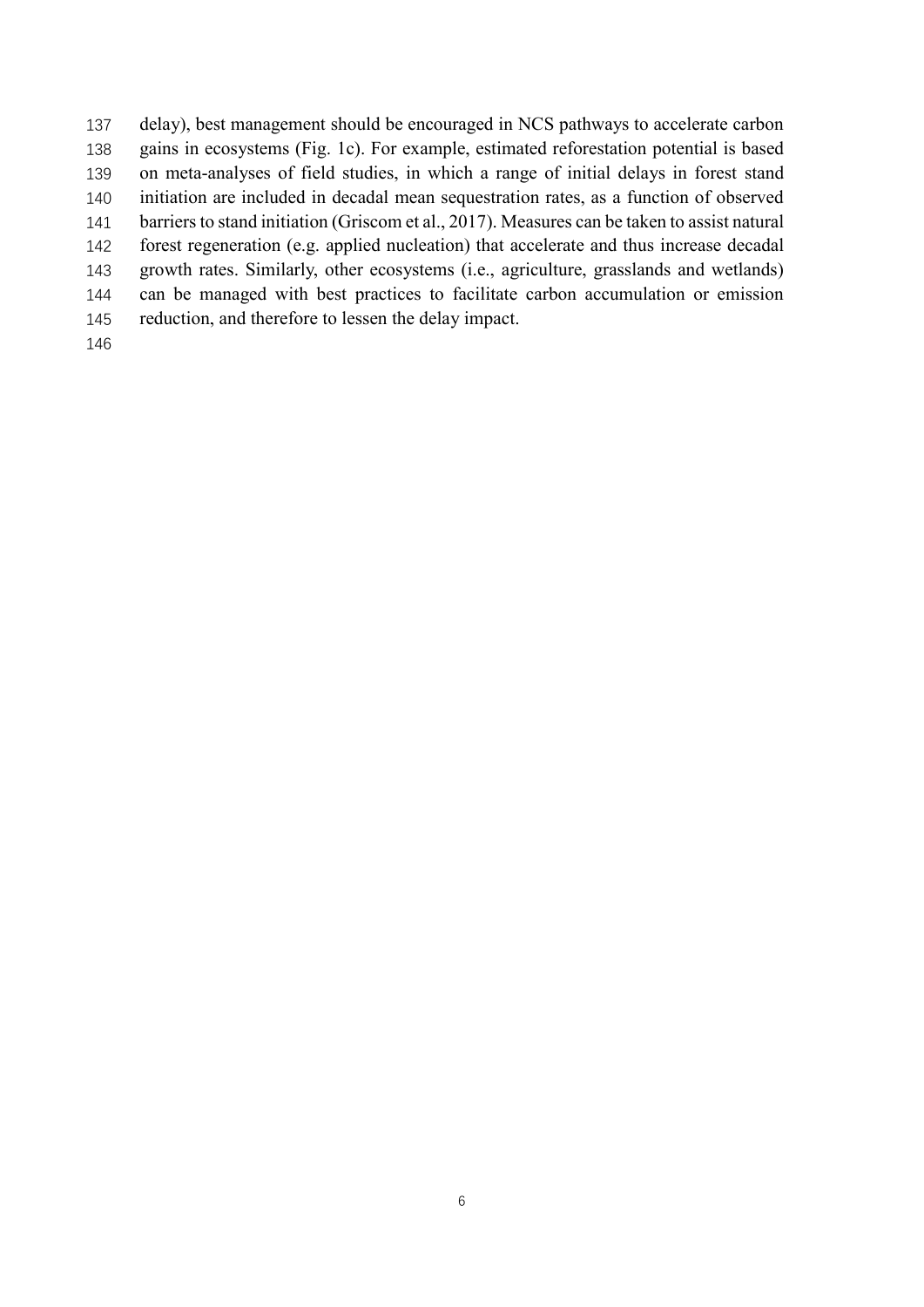delay), best management should be encouraged in NCS pathways to accelerate carbon gains in ecosystems (Fig. 1c). For example, estimated reforestation potential is based on meta-analyses of field studies, in which a range of initial delays in forest stand initiation are included in decadal mean sequestration rates, as a function of observed barriers to stand initiation (Griscom et al., 2017). Measures can be taken to assist natural forest regeneration (e.g. applied nucleation) that accelerate and thus increase decadal growth rates. Similarly, other ecosystems (i.e., agriculture, grasslands and wetlands) can be managed with best practices to facilitate carbon accumulation or emission reduction, and therefore to lessen the delay impact.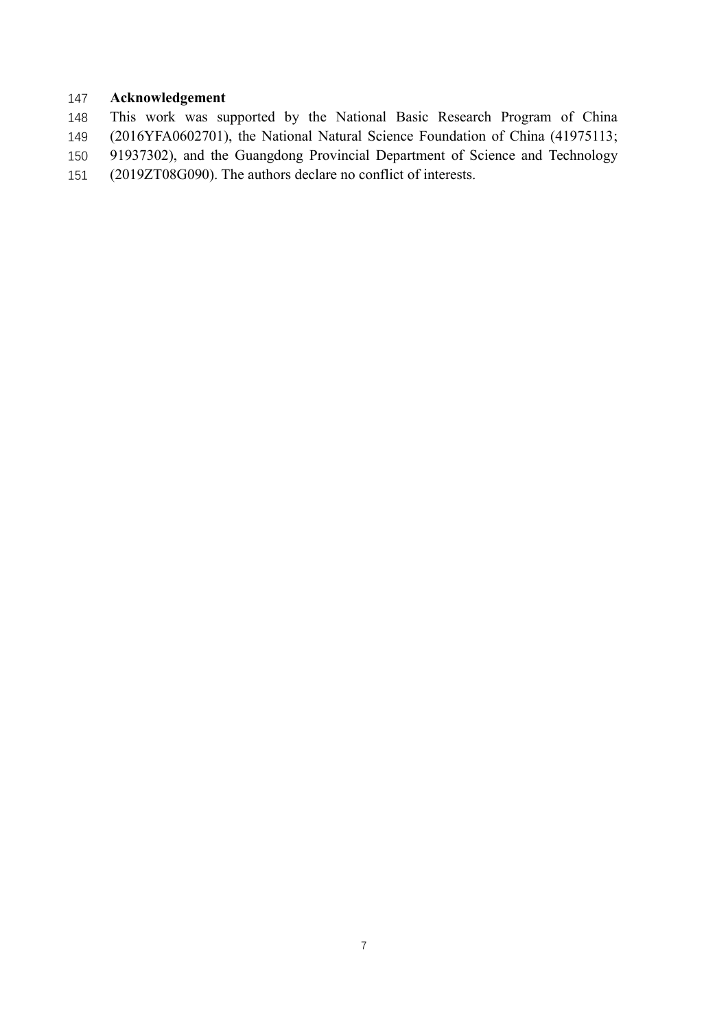## Acknowledgement

This work was supported by the National Basic Research Program of China (2016YFA0602701), the National Natural Science Foundation of China (41975113; 91937302), and the Guangdong Provincial Department of Science and Technology (2019ZT08G090). The authors declare no conflict of interests.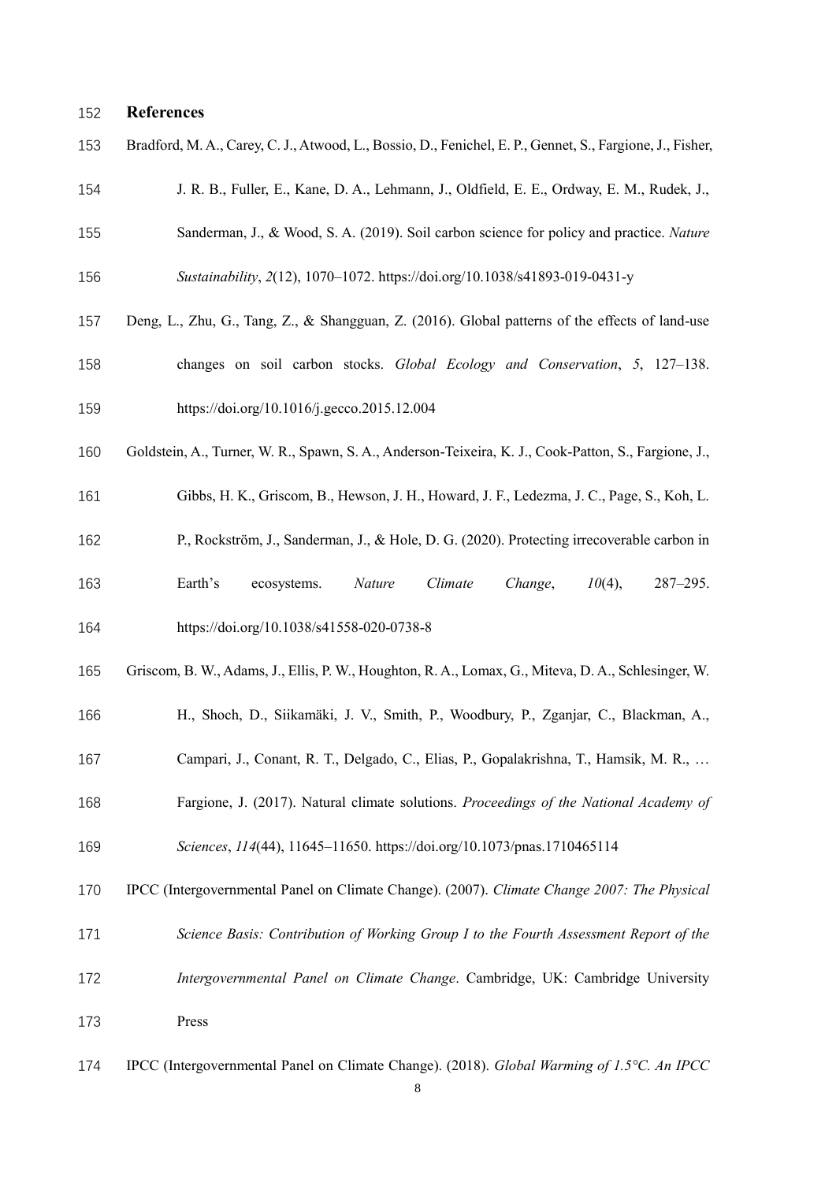## References

Bradford, M. A., Carey, C. J., Atwood, L., Bossio, D., Fenichel, E. P., Gennet, S., Fargione, J., Fisher, J. R. B., Fuller, E., Kane, D. A., Lehmann, J., Oldfield, E. E., Ordway, E. M., Rudek, J., Sanderman, J., & Wood, S. A. (2019). Soil carbon science for policy and practice. *Nature Sustainability*, *2*(12), 1070–1072. https://doi.org/10.1038/s41893-019-0431-y

Deng, L., Zhu, G., Tang, Z., & Shangguan, Z. (2016). Global patterns of the effects of land-use changes on soil carbon stocks. *Global Ecology and Conservation*, *5*, 127–138. https://doi.org/10.1016/j.gecco.2015.12.004

Goldstein, A., Turner, W. R., Spawn, S. A., Anderson-Teixeira, K. J., Cook-Patton, S., Fargione, J., Gibbs, H. K., Griscom, B., Hewson, J. H., Howard, J. F., Ledezma, J. C., Page, S., Koh, L. P., Rockström, J., Sanderman, J., & Hole, D. G. (2020). Protecting irrecoverable carbon in Earth's ecosystems. *Nature Climate Change*, *10*(4), 287–295. https://doi.org/10.1038/s41558-020-0738-8

Griscom, B. W., Adams, J., Ellis, P. W., Houghton, R. A., Lomax, G., Miteva, D. A., Schlesinger, W. H., Shoch, D., Siikamäki, J. V., Smith, P., Woodbury, P., Zganjar, C., Blackman, A., Campari, J., Conant, R. T., Delgado, C., Elias, P., Gopalakrishna, T., Hamsik, M. R., … Fargione, J. (2017). Natural climate solutions. *Proceedings of the National Academy of Sciences*, *114*(44), 11645–11650. https://doi.org/10.1073/pnas.1710465114

IPCC (Intergovernmental Panel on Climate Change). (2007). *Climate Change 2007: The Physical Science Basis: Contribution of Working Group I to the Fourth Assessment Report of the Intergovernmental Panel on Climate Change*. Cambridge, UK: Cambridge University Press

IPCC (Intergovernmental Panel on Climate Change). (2018). *Global Warming of 1.5°C. An IPCC*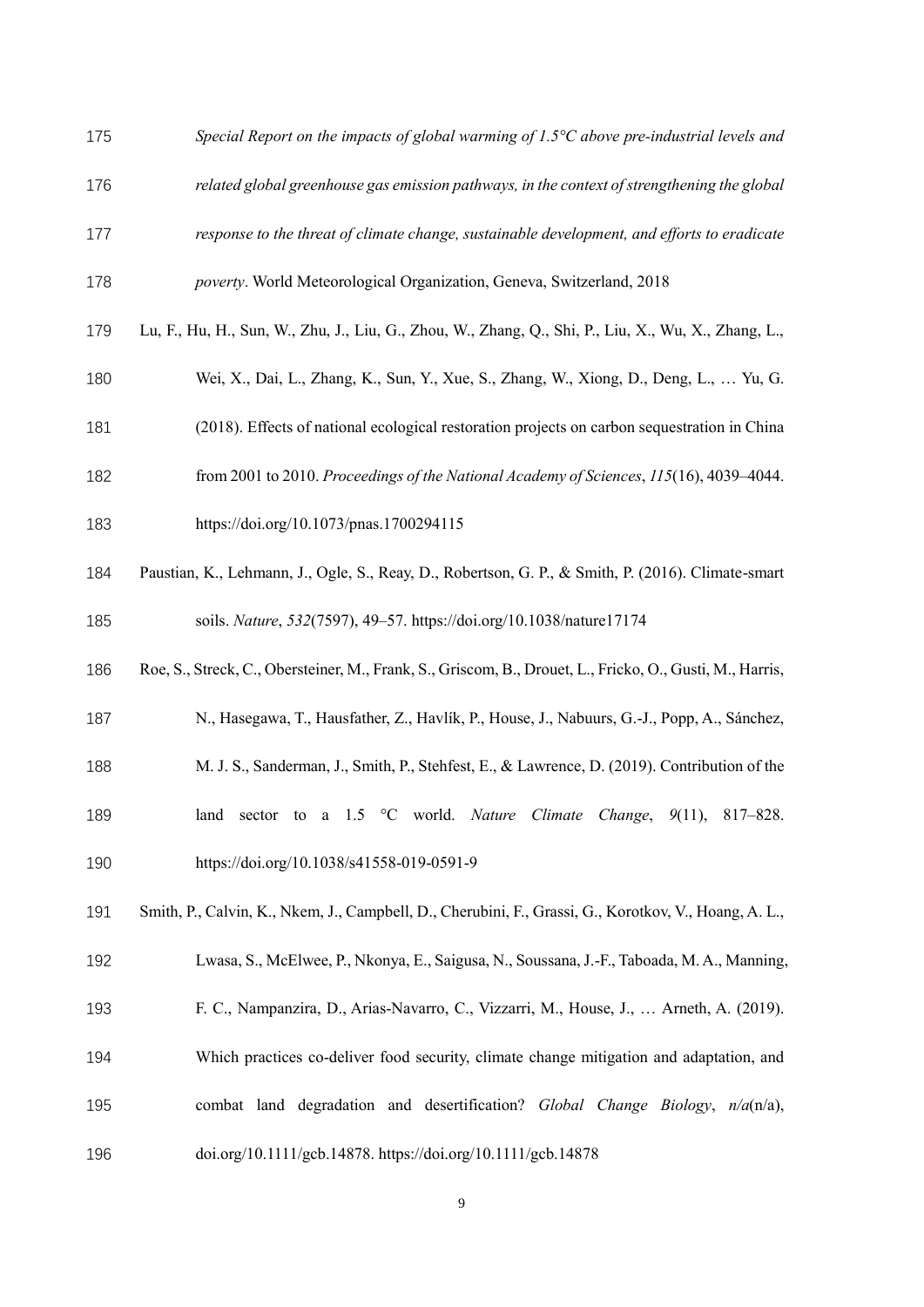*Special Report on the impacts of global warming of 1.5°C above pre-industrial levels and related global greenhouse gas emission pathways, in the context of strengthening the global response to the threat of climate change, sustainable development, and efforts to eradicate poverty*. World Meteorological Organization, Geneva, Switzerland, 2018

Lu, F., Hu, H., Sun, W., Zhu, J., Liu, G., Zhou, W., Zhang, Q., Shi, P., Liu, X., Wu, X., Zhang, L., Wei, X., Dai, L., Zhang, K., Sun, Y., Xue, S., Zhang, W., Xiong, D., Deng, L., … Yu, G. (2018). Effects of national ecological restoration projects on carbon sequestration in China from 2001 to 2010. *Proceedings of the National Academy of Sciences*, *115*(16), 4039–4044. https://doi.org/10.1073/pnas.1700294115

Paustian, K., Lehmann, J., Ogle, S., Reay, D., Robertson, G. P., & Smith, P. (2016). Climate-smart soils. *Nature*, *532*(7597), 49–57. https://doi.org/10.1038/nature17174

Roe, S., Streck, C., Obersteiner, M., Frank, S., Griscom, B., Drouet, L., Fricko, O., Gusti, M., Harris, N., Hasegawa, T., Hausfather, Z., Havlík, P., House, J., Nabuurs, G.-J., Popp, A., Sánchez, M. J. S., Sanderman, J., Smith, P., Stehfest, E., & Lawrence, D. (2019). Contribution of the land sector to a 1.5 °C world. *Nature Climate Change*, *9*(11), 817–828. https://doi.org/10.1038/s41558-019-0591-9

Smith, P., Calvin, K., Nkem, J., Campbell, D., Cherubini, F., Grassi, G., Korotkov, V., Hoang, A. L., Lwasa, S., McElwee, P., Nkonya, E., Saigusa, N., Soussana, J.-F., Taboada, M. A., Manning, F. C., Nampanzira, D., Arias-Navarro, C., Vizzarri, M., House, J., … Arneth, A. (2019). Which practices co-deliver food security, climate change mitigation and adaptation, and combat land degradation and desertification? *Global Change Biology*, *n/a*(n/a), doi.org/10.1111/gcb.14878. https://doi.org/10.1111/gcb.14878